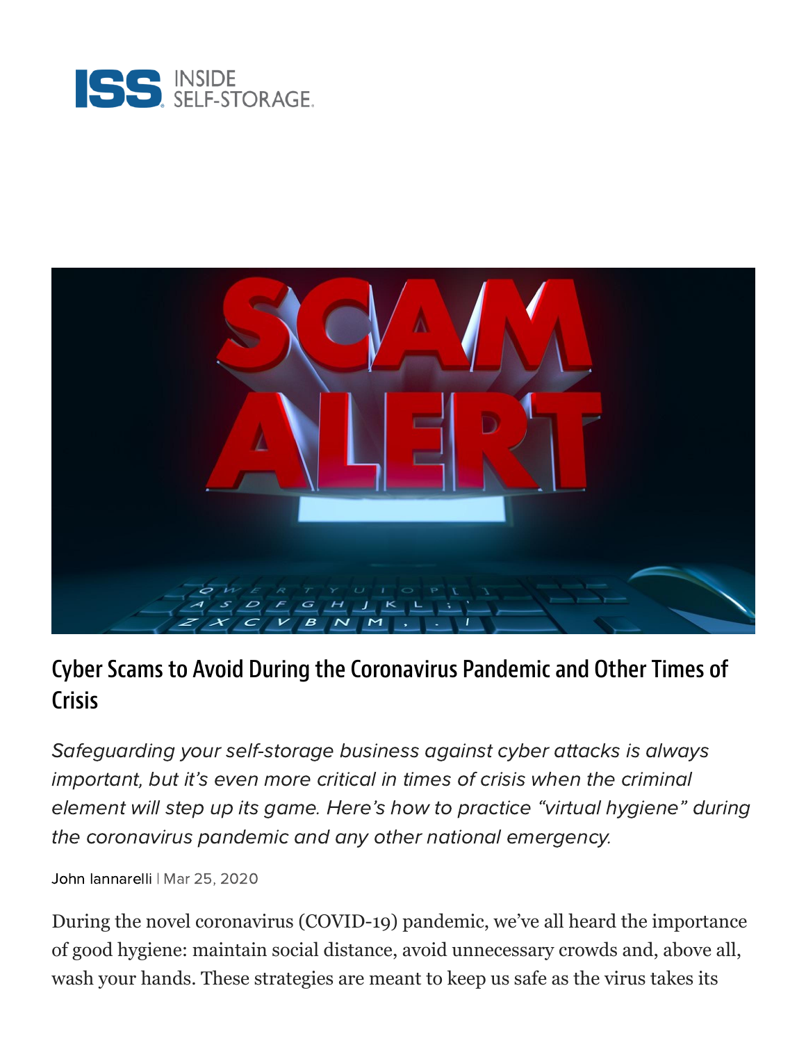# Cyber Scams to Avoid During the Coronavirus Pandemic and Other Times of Crisis

*Safeguarding your self-storage business against cyber attacks is always important, but it's even more critical in times of crisis when the criminal element will step up its game. Here's how to practice "virtual hygiene" during the coronavirus pandemic and any other national emergency.*

John Iannarelli | Mar 25, 2020

During the novel coronavirus (COVID-19) pandemic, we've all heard the importance of good hygiene: maintain social distance, avoid unnecessary crowds and, above all, wash your hands. These strategies are meant to keep us safe as the virus takes its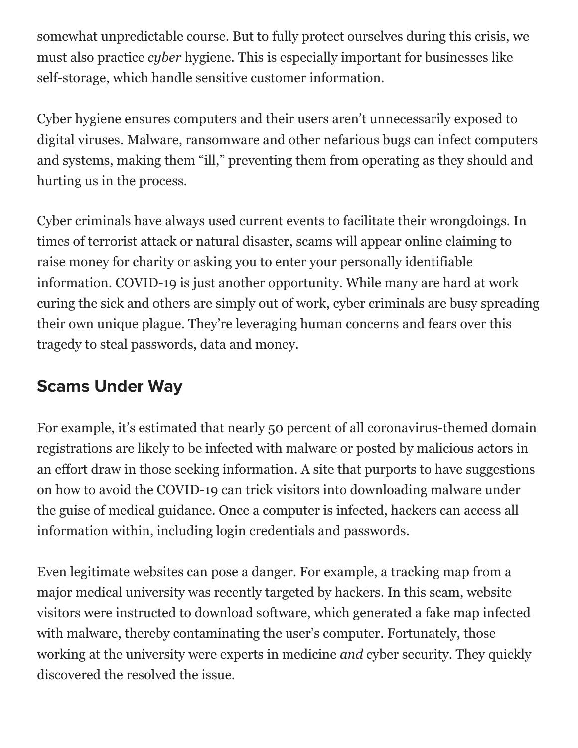somewhat unpredictable course. But to fully protect ourselves during this crisis, we must also practice *cyber* hygiene. This is especially important for businesses like self-storage, which handle sensitive customer information.

Cyber hygiene ensures computers and their users aren't unnecessarily exposed to digital viruses. Malware, ransomware and other nefarious bugs can infect computers and systems, making them "ill," preventing them from operating as they should and hurting us in the process.

Cyber criminals have always used current events to facilitate their wrongdoings. In times of terrorist attack or natural disaster, scams will appear online claiming to raise money for charity or asking you to enter your personally identifiable information. COVID-19 is just another opportunity. While many are hard at work curing the sick and others are simply out of work, cyber criminals are busy spreading their own unique plague. They're leveraging human concerns and fears over this tragedy to steal passwords, data and money.

## Scams Under Way

For example, it's estimated that nearly 50 percent of all coronavirus-themed domain registrations are likely to be infected with malware or posted by malicious actors in an effort draw in those seeking information. A site that purports to have suggestions on how to avoid the COVID-19 can trick visitors into downloading malware under the guise of medical guidance. Once a computer is infected, hackers can access all information within, including login credentials and passwords.

Even legitimate websites can pose a danger. For example, a tracking map from a major medical university was recently targeted by hackers. In this scam, website visitors were instructed to download software, which generated a fake map infected with malware, thereby contaminating the user's computer. Fortunately, those working at the university were experts in medicine *and* cyber security. They quickly discovered the resolved the issue.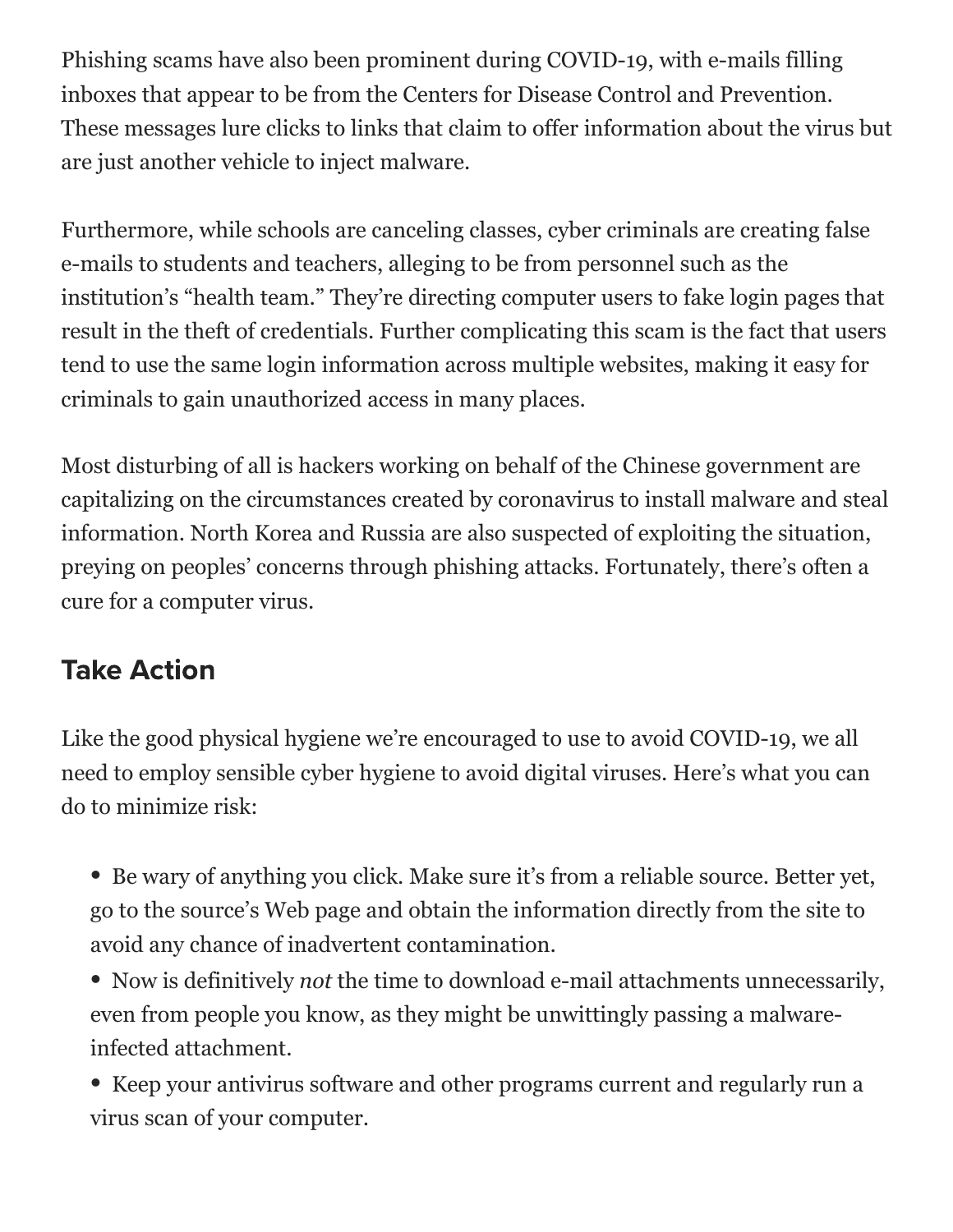Phishing scams have also been prominent during COVID-19, with e-mails filling inboxes that appear to be from the Centers for Disease Control and Prevention. These messages lure clicks to links that claim to offer information about the virus but are just another vehicle to inject malware.

Furthermore, while schools are canceling classes, cyber criminals are creating false e-mails to students and teachers, alleging to be from personnel such as the institution's "health team." They're directing computer users to fake login pages that result in the theft of credentials. Further complicating this scam is the fact that users tend to use the same login information across multiple websites, making it easy for criminals to gain unauthorized access in many places.

Most disturbing of all is hackers working on behalf of the Chinese government are capitalizing on the circumstances created by coronavirus to install malware and steal information. North Korea and Russia are also suspected of exploiting the situation, preying on peoples' concerns through phishing attacks. Fortunately, there's often a cure for a computer virus.

## Take Action

Like the good physical hygiene we're encouraged to use to avoid COVID-19, we all need to employ sensible cyber hygiene to avoid digital viruses. Here's what you can do to minimize risk:

- Be wary of anything you click. Make sure it's from a reliable source. Better yet, go to the source's Web page and obtain the information directly from the site to avoid any chance of inadvertent contamination.
- Now is definitively *not* the time to download e-mail attachments unnecessarily, even from people you know, as they might be unwittingly passing a malware-infected attachment.
- Keep your antivirus software and other programs current and regularly run a virus scan of your computer.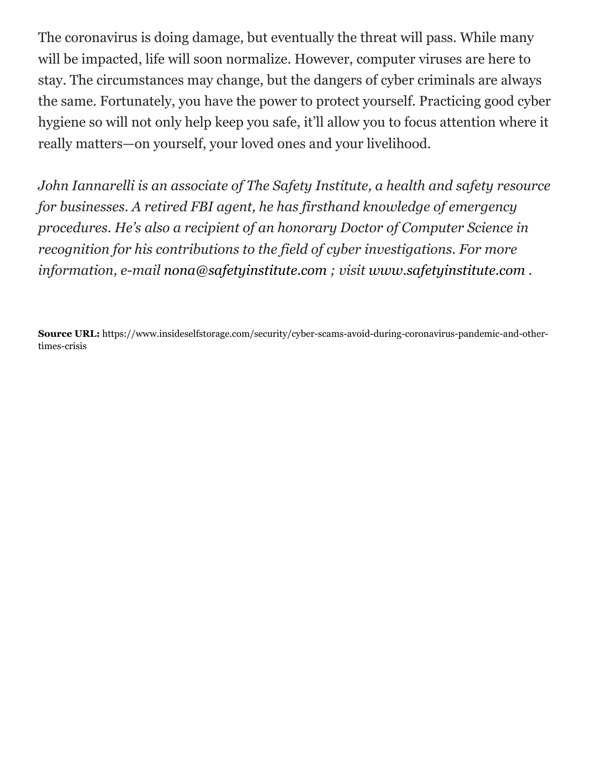The coronavirus is doing damage, but eventually the threat will pass. While many will be impacted, life will soon normalize. However, computer viruses are here to stay. The circumstances may change, but the dangers of cyber criminals are always the same. Fortunately, you have the power to protect yourself. Practicing good cyber hygiene so will not only help keep you safe, it'll allow you to focus attention where it really matters—on yourself, your loved ones and your livelihood.

*John Iannarelli is an associate of The Safety Institute, a health and safety resource for businesses. A retired FBI agent, he has firsthand knowledge of emergency procedures. He's also a recipient of an honorary Doctor of Computer Science in recognition for his contributions to the field of cyber investigations. For more information, e-mail nona@safetyinstitute.com ; visit www.safetyinstitute.com .*

**Source URL:** https://www.insideselfstorage.com/security/cyber-scams-avoid-during-coronavirus-pandemic-and-other-times-crisis